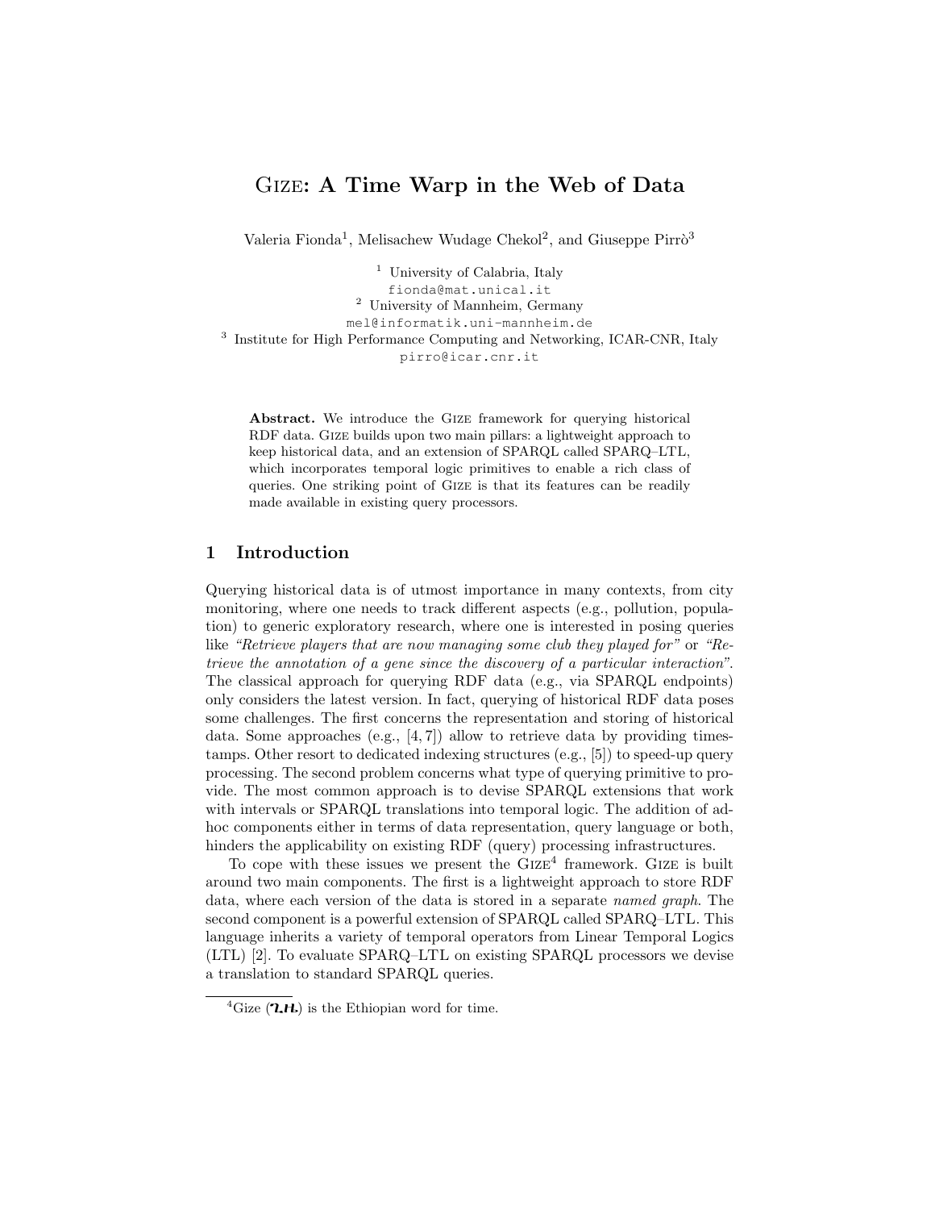# Gize: A Time Warp in the Web of Data

Valeria Fionda[1], Melisachew Wudage Chekol[2], and Giuseppe Pirrò[3]

[1] University of Calabria, Italy
fionda@mat.unical.it
[2] University of Mannheim, Germany
mel@informatik.uni-mannheim.de
[3] Institute for High Performance Computing and Networking, ICAR-CNR, Italy
pirro@icar.cnr.it

**Abstract.** We introduce the Gize framework for querying historical RDF data. Gize builds upon two main pillars: a lightweight approach to keep historical data, and an extension of SPARQL called SPARQ–LTL, which incorporates temporal logic primitives to enable a rich class of queries. One striking point of Gize is that its features can be readily made available in existing query processors.

## 1 Introduction

Querying historical data is of utmost importance in many contexts, from city monitoring, where one needs to track different aspects (e.g., pollution, population) to generic exploratory research, where one is interested in posing queries like *"Retrieve players that are now managing some club they played for"* or *"Retrieve the annotation of a gene since the discovery of a particular interaction"*. The classical approach for querying RDF data (e.g., via SPARQL endpoints) only considers the latest version. In fact, querying of historical RDF data poses some challenges. The first concerns the representation and storing of historical data. Some approaches (e.g., [4, 7]) allow to retrieve data by providing timestamps. Other resort to dedicated indexing structures (e.g., [5]) to speed-up query processing. The second problem concerns what type of querying primitive to provide. The most common approach is to devise SPARQL extensions that work with intervals or SPARQL translations into temporal logic. The addition of adhoc components either in terms of data representation, query language or both, hinders the applicability on existing RDF (query) processing infrastructures.

To cope with these issues we present the Gize[4] framework. Gize is built around two main components. The first is a lightweight approach to store RDF data, where each version of the data is stored in a separate *named graph*. The second component is a powerful extension of SPARQL called SPARQ–LTL. This language inherits a variety of temporal operators from Linear Temporal Logics (LTL) [2]. To evaluate SPARQ–LTL on existing SPARQL processors we devise a translation to standard SPARQL queries.

[4] Gize (ጊዜ) is the Ethiopian word for time.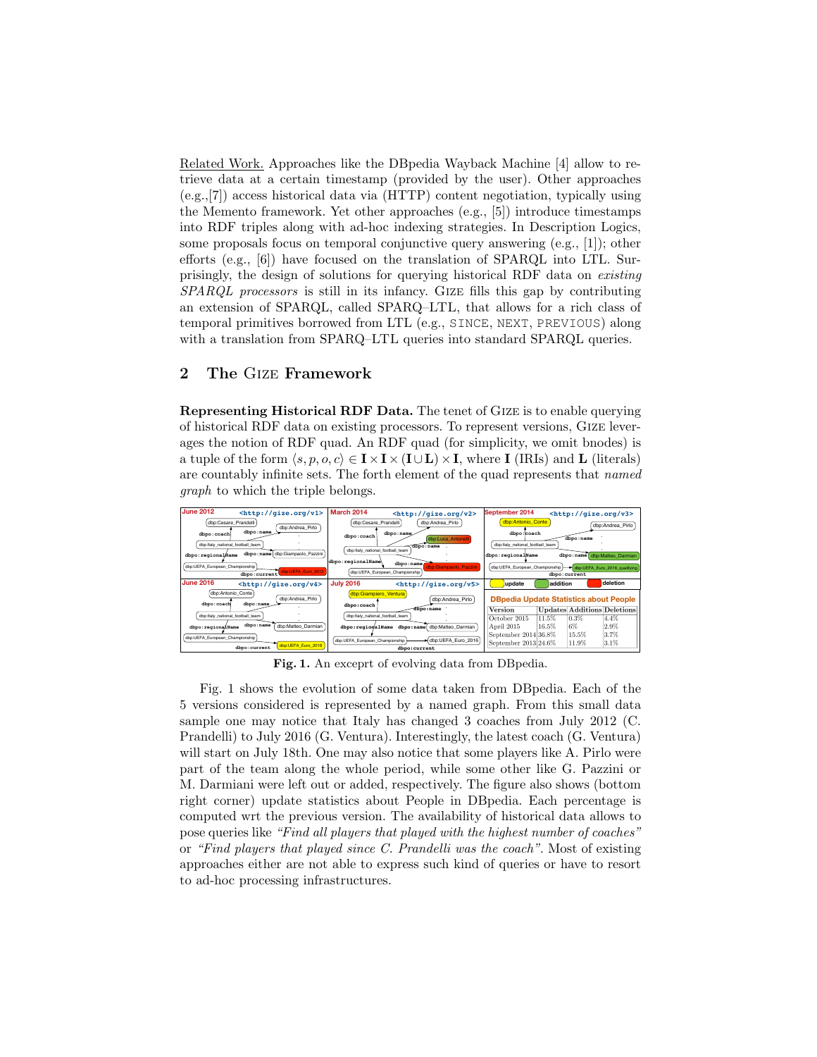Related Work. Approaches like the DBpedia Wayback Machine [4] allow to retrieve data at a certain timestamp (provided by the user). Other approaches (e.g.,[7]) access historical data via (HTTP) content negotiation, typically using the Memento framework. Yet other approaches (e.g., [5]) introduce timestamps into RDF triples along with ad-hoc indexing strategies. In Description Logics, some proposals focus on temporal conjunctive query answering (e.g., [1]); other efforts (e.g., [6]) have focused on the translation of SPARQL into LTL. Surprisingly, the design of solutions for querying historical RDF data on *existing SPARQL processors* is still in its infancy. Gize fills this gap by contributing an extension of SPARQL, called SPARQ–LTL, that allows for a rich class of temporal primitives borrowed from LTL (e.g., `SINCE`, `NEXT`, `PREVIOUS`) along with a translation from SPARQ–LTL queries into standard SPARQL queries.

## 2 The Gize Framework

**Representing Historical RDF Data.** The tenet of Gize is to enable querying of historical RDF data on existing processors. To represent versions, Gize leverages the notion of RDF quad. An RDF quad (for simplicity, we omit bnodes) is a tuple of the form $\langle s, p, o, c \rangle \in \mathbf{I} \times \mathbf{I} \times (\mathbf{I} \cup \mathbf{L}) \times \mathbf{I}$, where $\mathbf{I}$ (IRIs) and $\mathbf{L}$ (literals) are countably infinite sets. The forth element of the quad represents that *named graph* to which the triple belongs.

**DBpedia Update Statistics about People**

| Version | Updates | Additions | Deletions |
|---|---|---|---|
| October 2015 | 11.5% | 0.3% | 4.4% |
| April 2015 | 16.5% | 6% | 2.9% |
| September 2014 | 36.8% | 15.5% | 3.7% |
| September 2013 | 24.6% | 11.9% | 3.1% |

**Fig. 1.** An exceprt of evolving data from DBpedia.

Fig. 1 shows the evolution of some data taken from DBpedia. Each of the 5 versions considered is represented by a named graph. From this small data sample one may notice that Italy has changed 3 coaches from July 2012 (C. Prandelli) to July 2016 (G. Ventura). Interestingly, the latest coach (G. Ventura) will start on July 18th. One may also notice that some players like A. Pirlo were part of the team along the whole period, while some other like G. Pazzini or M. Darmiani were left out or added, respectively. The figure also shows (bottom right corner) update statistics about People in DBpedia. Each percentage is computed wrt the previous version. The availability of historical data allows to pose queries like *"Find all players that played with the highest number of coaches"* or *"Find players that played since C. Prandelli was the coach"*. Most of existing approaches either are not able to express such kind of queries or have to resort to ad-hoc processing infrastructures.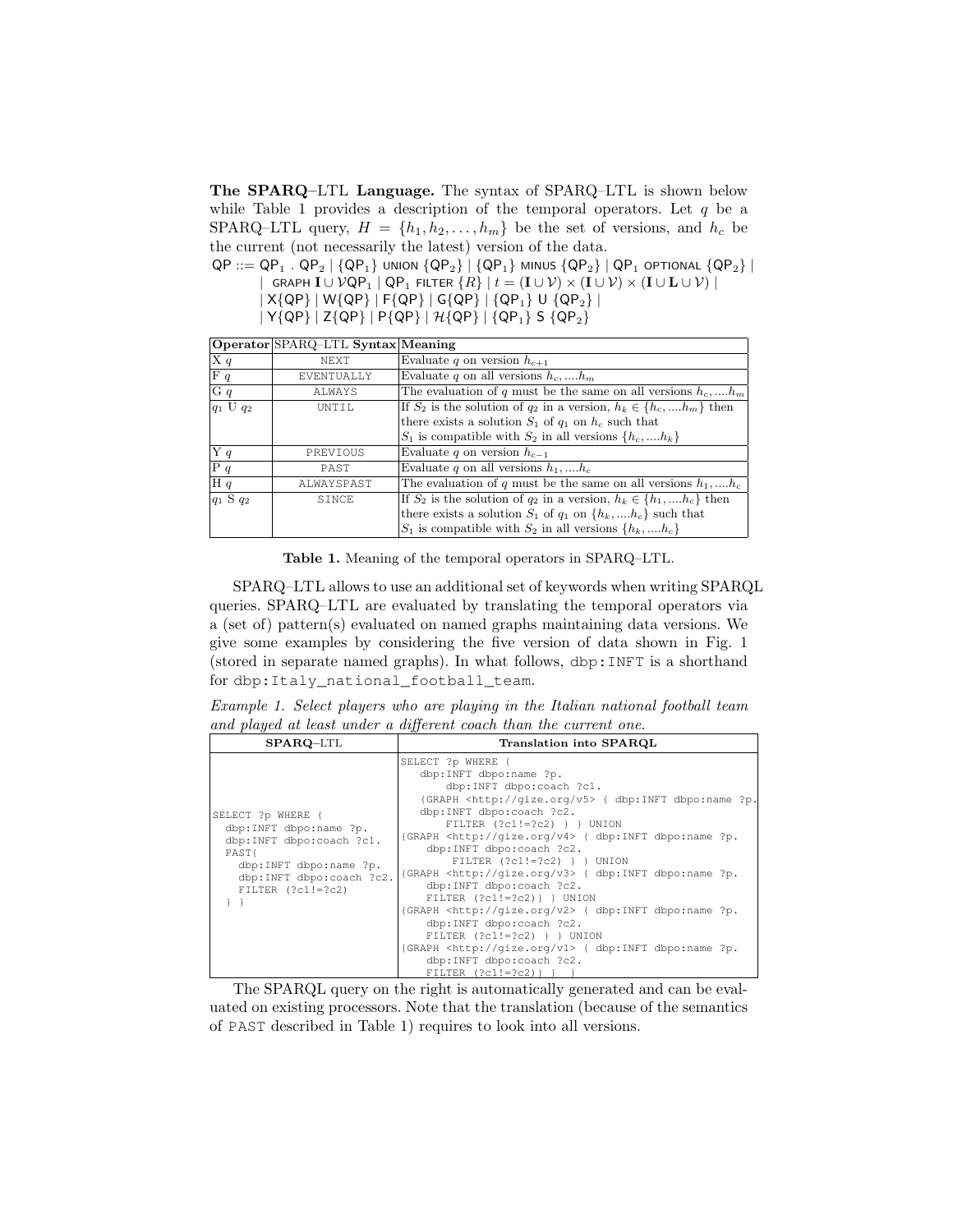**The SPARQ–LTL Language.** The syntax of SPARQ–LTL is shown below while Table 1 provides a description of the temporal operators. Let $q$ be a SPARQ–LTL query, $H = \{h_1, h_2, \dots, h_m\}$ be the set of versions, and $h_c$ be the current (not necessarily the latest) version of the data.

$$
\begin{aligned}
\mathsf{QP} ::= \; & \mathsf{QP}_1 \;.\; \mathsf{QP}_2 \mid \{\mathsf{QP}_1\} \text{ UNION } \{\mathsf{QP}_2\} \mid \{\mathsf{QP}_1\} \text{ MINUS } \{\mathsf{QP}_2\} \mid \mathsf{QP}_1 \text{ OPTIONAL } \{\mathsf{QP}_2\} \mid \\
& \mid \text{ GRAPH } \mathbf{I} \cup \mathcal{V} \mathsf{QP}_1 \mid \mathsf{QP}_1 \text{ FILTER } \{R\} \mid t = (\mathbf{I} \cup \mathcal{V}) \times (\mathbf{I} \cup \mathcal{V}) \times (\mathbf{I} \cup \mathbf{L} \cup \mathcal{V}) \mid \\
& \mid \mathsf{X}\{\mathsf{QP}\} \mid \mathsf{W}\{\mathsf{QP}\} \mid \mathsf{F}\{\mathsf{QP}\} \mid \mathsf{G}\{\mathsf{QP}\} \mid \{\mathsf{QP}_1\} \; \mathsf{U} \; \{\mathsf{QP}_2\} \mid \\
& \mid \mathsf{Y}\{\mathsf{QP}\} \mid \mathsf{Z}\{\mathsf{QP}\} \mid \mathsf{P}\{\mathsf{QP}\} \mid \mathcal{H}\{\mathsf{QP}\} \mid \{\mathsf{QP}_1\} \; \mathsf{S} \; \{\mathsf{QP}_2\}
\end{aligned}
$$

| **Operator** | SPARQ–LTL **Syntax** | **Meaning** |
|---|---|---|
| X $q$ | NEXT | Evaluate $q$ on version $h_{c+1}$ |
| F $q$ | EVENTUALLY | Evaluate $q$ on all versions $h_c, \dots h_m$ |
| G $q$ | ALWAYS | The evaluation of $q$ must be the same on all versions $h_c, \dots h_m$ |
| $q_1$ U $q_2$ | UNTIL | If $S_2$ is the solution of $q_2$ in a version, $h_k \in \{h_c, \dots h_m\}$ then there exists a solution $S_1$ of $q_1$ on $h_c$ such that $S_1$ is compatible with $S_2$ in all versions $\{h_c, \dots h_k\}$ |
| Y $q$ | PREVIOUS | Evaluate $q$ on version $h_{c-1}$ |
| P $q$ | PAST | Evaluate $q$ on all versions $h_1, \dots h_c$ |
| H $q$ | ALWAYSPAST | The evaluation of $q$ must be the same on all versions $h_1, \dots h_c$ |
| $q_1$ S $q_2$ | SINCE | If $S_2$ is the solution of $q_2$ in a version, $h_k \in \{h_1, \dots h_c\}$ then there exists a solution $S_1$ of $q_1$ on $\{h_k, \dots h_c\}$ such that $S_1$ is compatible with $S_2$ in all versions $\{h_k, \dots h_c\}$ |

**Table 1.** Meaning of the temporal operators in SPARQ–LTL.

SPARQ–LTL allows to use an additional set of keywords when writing SPARQL queries. SPARQ–LTL are evaluated by translating the temporal operators via a (set of) pattern(s) evaluated on named graphs maintaining data versions. We give some examples by considering the five version of data shown in Fig. 1 (stored in separate named graphs). In what follows, `dbp:INFT` is a shorthand for `dbp:Italy_national_football_team`.

*Example 1. Select players who are playing in the Italian national football team and played at least under a different coach than the current one.*

| **SPARQ–LTL** | **Translation into SPARQL** |
|---|---|
| `SELECT ?p WHERE { dbp:INFT dbpo:name ?p. dbp:INFT dbpo:coach ?c1. PAST{ dbp:INFT dbpo:name ?p. dbp:INFT dbpo:coach ?c2. FILTER (?c1!=?c2) } }` | `SELECT ?p WHERE { dbp:INFT dbpo:name ?p. dbp:INFT dbpo:coach ?c1. {GRAPH <http://gize.org/v5> { dbp:INFT dbpo:name ?p. dbp:INFT dbpo:coach ?c2. FILTER (?c1!=?c2) } } UNION {GRAPH <http://gize.org/v4> { dbp:INFT dbpo:name ?p. dbp:INFT dbpo:coach ?c2. FILTER (?c1!=?c2) } } UNION {GRAPH <http://gize.org/v3> { dbp:INFT dbpo:name ?p. dbp:INFT dbpo:coach ?c2. FILTER (?c1!=?c2)} } UNION {GRAPH <http://gize.org/v2> { dbp:INFT dbpo:name ?p. dbp:INFT dbpo:coach ?c2. FILTER (?c1!=?c2) } } UNION {GRAPH <http://gize.org/v1> { dbp:INFT dbpo:name ?p. dbp:INFT dbpo:coach ?c2. FILTER (?c1!=?c2)} } }` |

The SPARQL query on the right is automatically generated and can be evaluated on existing processors. Note that the translation (because of the semantics of `PAST` described in Table 1) requires to look into all versions.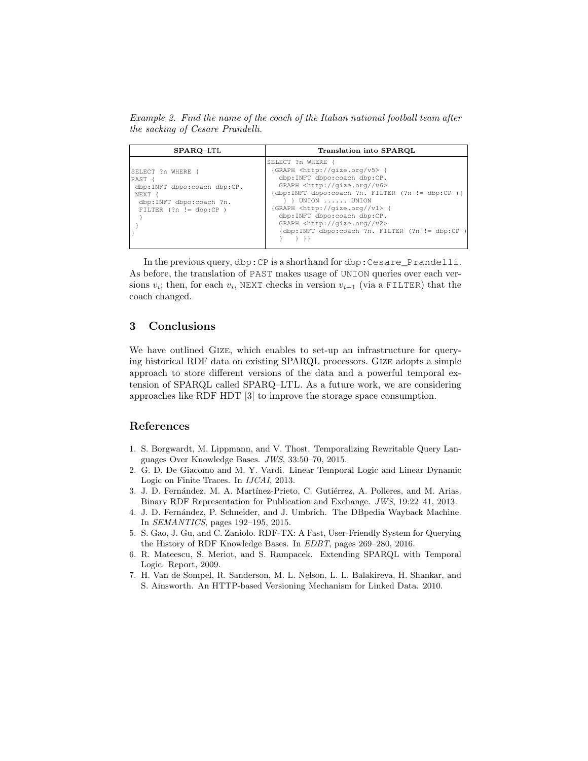*Example 2. Find the name of the coach of the Italian national football team after the sacking of Cesare Prandelli.*

| SPARQ–LTL | Translation into SPARQL |
|---|---|
| `SELECT ?n WHERE {`<br>`PAST {`<br>` dbp:INFT dbpo:coach dbp:CP.`<br>` NEXT {`<br>`  dbp:INFT dbpo:coach ?n.`<br>`  FILTER (?n != dbp:CP )`<br>`  }`<br>` }`<br>`}` | `SELECT ?n WHERE {`<br>` {GRAPH <http://gize.org/v5> {`<br>`   dbp:INFT dbpo:coach dbp:CP.`<br>`   GRAPH <http://gize.org//v6>`<br>` {dbp:INFT dbpo:coach ?n. FILTER (?n != dbp:CP )}`<br>`    } } UNION ...... UNION`<br>` {GRAPH <http://gize.org//v1> {`<br>`   dbp:INFT dbpo:coach dbp:CP.`<br>`   GRAPH <http://gize.org//v2>`<br>`   {dbp:INFT dbpo:coach ?n. FILTER (?n != dbp:CP )`<br>`   }   } }}` |

In the previous query, `dbp:CP` is a shorthand for `dbp:Cesare_Prandelli`. As before, the translation of `PAST` makes usage of `UNION` queries over each versions $v_i$; then, for each $v_i$, `NEXT` checks in version $v_{i+1}$ (via a `FILTER`) that the coach changed.

## 3 Conclusions

We have outlined Gize, which enables to set-up an infrastructure for querying historical RDF data on existing SPARQL processors. Gize adopts a simple approach to store different versions of the data and a powerful temporal extension of SPARQL called SPARQ–LTL. As a future work, we are considering approaches like RDF HDT [3] to improve the storage space consumption.

## References

1. S. Borgwardt, M. Lippmann, and V. Thost. Temporalizing Rewritable Query Languages Over Knowledge Bases. *JWS*, 33:50–70, 2015.
2. G. D. De Giacomo and M. Y. Vardi. Linear Temporal Logic and Linear Dynamic Logic on Finite Traces. In *IJCAI*, 2013.
3. J. D. Fernández, M. A. Martínez-Prieto, C. Gutiérrez, A. Polleres, and M. Arias. Binary RDF Representation for Publication and Exchange. *JWS*, 19:22–41, 2013.
4. J. D. Fernández, P. Schneider, and J. Umbrich. The DBpedia Wayback Machine. In *SEMANTICS*, pages 192–195, 2015.
5. S. Gao, J. Gu, and C. Zaniolo. RDF-TX: A Fast, User-Friendly System for Querying the History of RDF Knowledge Bases. In *EDBT*, pages 269–280, 2016.
6. R. Mateescu, S. Meriot, and S. Rampacek. Extending SPARQL with Temporal Logic. Report, 2009.
7. H. Van de Sompel, R. Sanderson, M. L. Nelson, L. L. Balakireva, H. Shankar, and S. Ainsworth. An HTTP-based Versioning Mechanism for Linked Data. 2010.